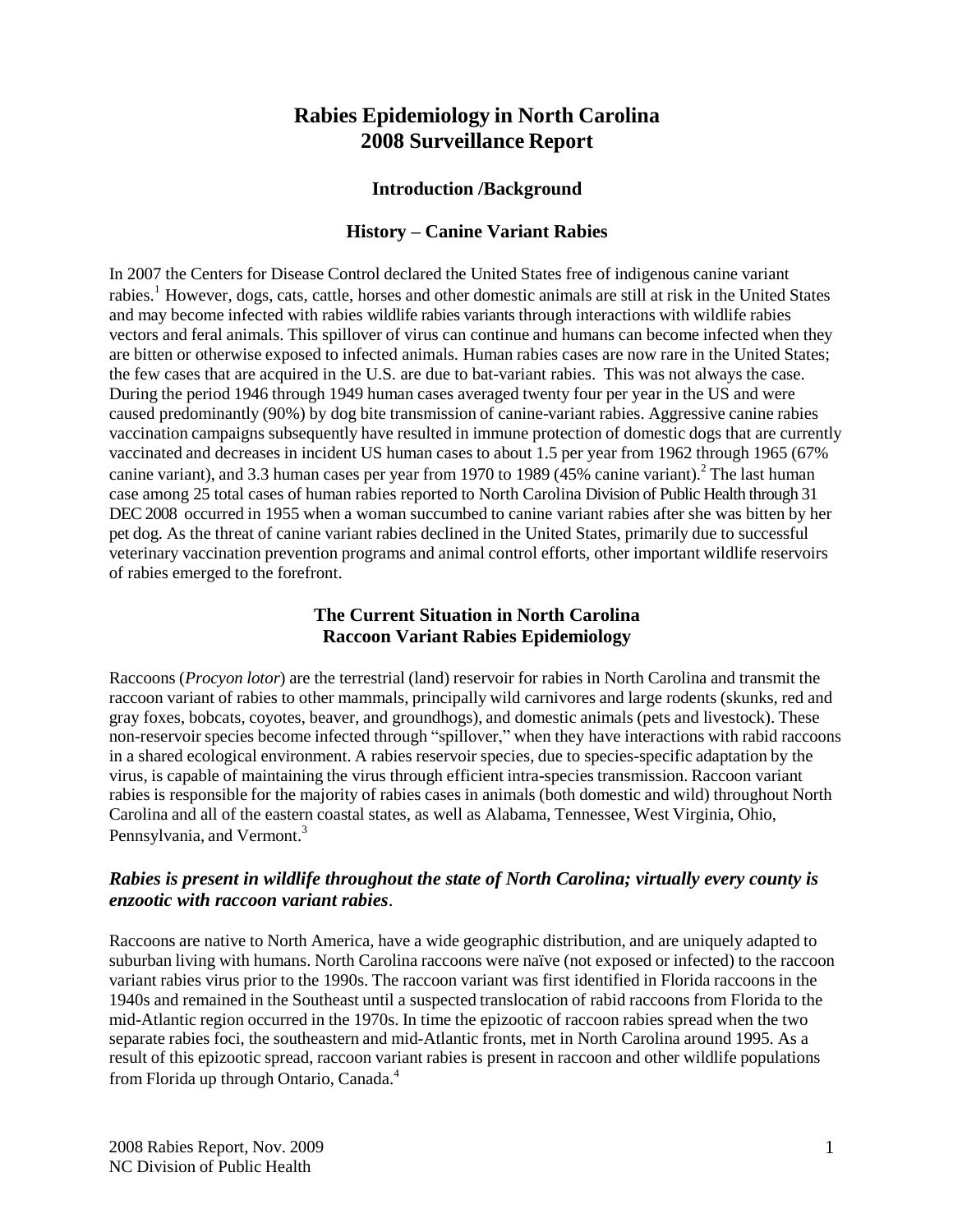# Rabies Epidemiology in North Carolina
# 2008 Surveillance Report

## Introduction /Background

### History – Canine Variant Rabies

In 2007 the Centers for Disease Control declared the United States free of indigenous canine variant rabies.[1] However, dogs, cats, cattle, horses and other domestic animals are still at risk in the United States and may become infected with rabies wildlife rabies variants through interactions with wildlife rabies vectors and feral animals. This spillover of virus can continue and humans can become infected when they are bitten or otherwise exposed to infected animals. Human rabies cases are now rare in the United States; the few cases that are acquired in the U.S. are due to bat-variant rabies. This was not always the case. During the period 1946 through 1949 human cases averaged twenty four per year in the US and were caused predominantly (90%) by dog bite transmission of canine-variant rabies. Aggressive canine rabies vaccination campaigns subsequently have resulted in immune protection of domestic dogs that are currently vaccinated and decreases in incident US human cases to about 1.5 per year from 1962 through 1965 (67% canine variant), and 3.3 human cases per year from 1970 to 1989 (45% canine variant).[2] The last human case among 25 total cases of human rabies reported to North Carolina Division of Public Health through 31 DEC 2008 occurred in 1955 when a woman succumbed to canine variant rabies after she was bitten by her pet dog. As the threat of canine variant rabies declined in the United States, primarily due to successful veterinary vaccination prevention programs and animal control efforts, other important wildlife reservoirs of rabies emerged to the forefront.

### The Current Situation in North Carolina
### Raccoon Variant Rabies Epidemiology

Raccoons (*Procyon lotor*) are the terrestrial (land) reservoir for rabies in North Carolina and transmit the raccoon variant of rabies to other mammals, principally wild carnivores and large rodents (skunks, red and gray foxes, bobcats, coyotes, beaver, and groundhogs), and domestic animals (pets and livestock). These non-reservoir species become infected through "spillover," when they have interactions with rabid raccoons in a shared ecological environment. A rabies reservoir species, due to species-specific adaptation by the virus, is capable of maintaining the virus through efficient intra-species transmission. Raccoon variant rabies is responsible for the majority of rabies cases in animals (both domestic and wild) throughout North Carolina and all of the eastern coastal states, as well as Alabama, Tennessee, West Virginia, Ohio, Pennsylvania, and Vermont.[3]

***Rabies is present in wildlife throughout the state of North Carolina; virtually every county is enzootic with raccoon variant rabies*.**

Raccoons are native to North America, have a wide geographic distribution, and are uniquely adapted to suburban living with humans. North Carolina raccoons were naïve (not exposed or infected) to the raccoon variant rabies virus prior to the 1990s. The raccoon variant was first identified in Florida raccoons in the 1940s and remained in the Southeast until a suspected translocation of rabid raccoons from Florida to the mid-Atlantic region occurred in the 1970s. In time the epizootic of raccoon rabies spread when the two separate rabies foci, the southeastern and mid-Atlantic fronts, met in North Carolina around 1995. As a result of this epizootic spread, raccoon variant rabies is present in raccoon and other wildlife populations from Florida up through Ontario, Canada.[4]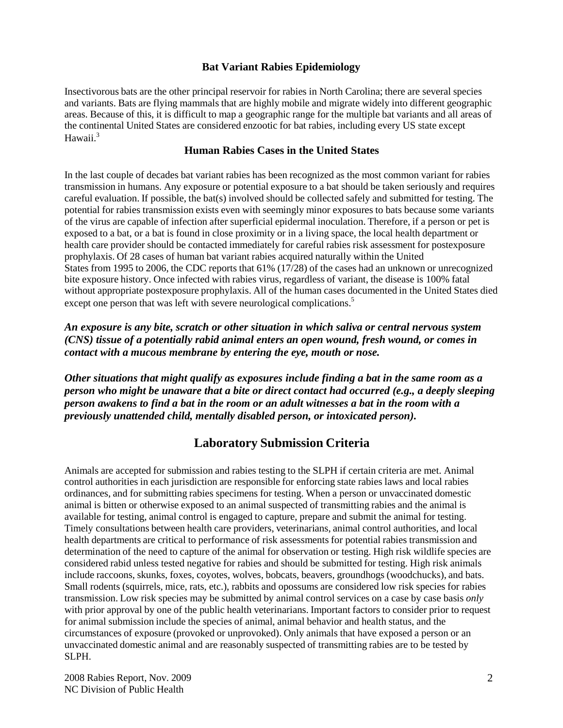### Bat Variant Rabies Epidemiology

Insectivorous bats are the other principal reservoir for rabies in North Carolina; there are several species and variants. Bats are flying mammals that are highly mobile and migrate widely into different geographic areas. Because of this, it is difficult to map a geographic range for the multiple bat variants and all areas of the continental United States are considered enzootic for bat rabies, including every US state except Hawaii.[3]

### Human Rabies Cases in the United States

In the last couple of decades bat variant rabies has been recognized as the most common variant for rabies transmission in humans. Any exposure or potential exposure to a bat should be taken seriously and requires careful evaluation. If possible, the bat(s) involved should be collected safely and submitted for testing. The potential for rabies transmission exists even with seemingly minor exposures to bats because some variants of the virus are capable of infection after superficial epidermal inoculation. Therefore, if a person or pet is exposed to a bat, or a bat is found in close proximity or in a living space, the local health department or health care provider should be contacted immediately for careful rabies risk assessment for postexposure prophylaxis. Of 28 cases of human bat variant rabies acquired naturally within the United States from 1995 to 2006, the CDC reports that 61% (17/28) of the cases had an unknown or unrecognized bite exposure history. Once infected with rabies virus, regardless of variant, the disease is 100% fatal without appropriate postexposure prophylaxis. All of the human cases documented in the United States died except one person that was left with severe neurological complications.[5]

***An exposure is any bite, scratch or other situation in which saliva or central nervous system (CNS) tissue of a potentially rabid animal enters an open wound, fresh wound, or comes in contact with a mucous membrane by entering the eye, mouth or nose.***

***Other situations that might qualify as exposures include finding a bat in the same room as a person who might be unaware that a bite or direct contact had occurred (e.g., a deeply sleeping person awakens to find a bat in the room or an adult witnesses a bat in the room with a previously unattended child, mentally disabled person, or intoxicated person).***

## Laboratory Submission Criteria

Animals are accepted for submission and rabies testing to the SLPH if certain criteria are met. Animal control authorities in each jurisdiction are responsible for enforcing state rabies laws and local rabies ordinances, and for submitting rabies specimens for testing. When a person or unvaccinated domestic animal is bitten or otherwise exposed to an animal suspected of transmitting rabies and the animal is available for testing, animal control is engaged to capture, prepare and submit the animal for testing. Timely consultations between health care providers, veterinarians, animal control authorities, and local health departments are critical to performance of risk assessments for potential rabies transmission and determination of the need to capture of the animal for observation or testing. High risk wildlife species are considered rabid unless tested negative for rabies and should be submitted for testing. High risk animals include raccoons, skunks, foxes, coyotes, wolves, bobcats, beavers, groundhogs (woodchucks), and bats. Small rodents (squirrels, mice, rats, etc.), rabbits and opossums are considered low risk species for rabies transmission. Low risk species may be submitted by animal control services on a case by case basis *only* with prior approval by one of the public health veterinarians. Important factors to consider prior to request for animal submission include the species of animal, animal behavior and health status, and the circumstances of exposure (provoked or unprovoked). Only animals that have exposed a person or an unvaccinated domestic animal and are reasonably suspected of transmitting rabies are to be tested by SLPH.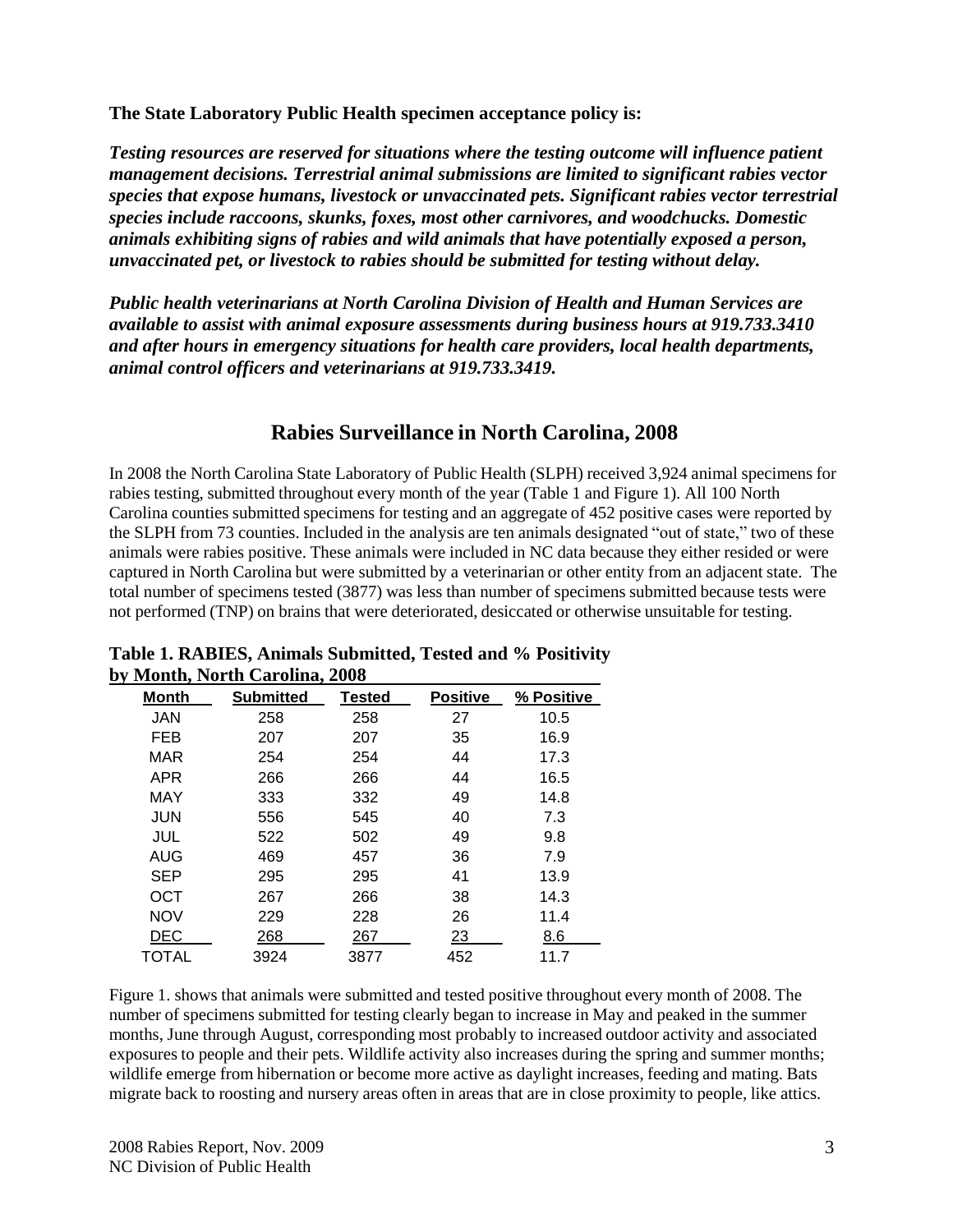**The State Laboratory Public Health specimen acceptance policy is:**

***Testing resources are reserved for situations where the testing outcome will influence patient management decisions. Terrestrial animal submissions are limited to significant rabies vector species that expose humans, livestock or unvaccinated pets. Significant rabies vector terrestrial species include raccoons, skunks, foxes, most other carnivores, and woodchucks. Domestic animals exhibiting signs of rabies and wild animals that have potentially exposed a person, unvaccinated pet, or livestock to rabies should be submitted for testing without delay.***

***Public health veterinarians at North Carolina Division of Health and Human Services are available to assist with animal exposure assessments during business hours at 919.733.3410 and after hours in emergency situations for health care providers, local health departments, animal control officers and veterinarians at 919.733.3419.***

## Rabies Surveillance in North Carolina, 2008

In 2008 the North Carolina State Laboratory of Public Health (SLPH) received 3,924 animal specimens for rabies testing, submitted throughout every month of the year (Table 1 and Figure 1). All 100 North Carolina counties submitted specimens for testing and an aggregate of 452 positive cases were reported by the SLPH from 73 counties. Included in the analysis are ten animals designated "out of state," two of these animals were rabies positive. These animals were included in NC data because they either resided or were captured in North Carolina but were submitted by a veterinarian or other entity from an adjacent state. The total number of specimens tested (3877) was less than number of specimens submitted because tests were not performed (TNP) on brains that were deteriorated, desiccated or otherwise unsuitable for testing.

**Table 1. RABIES, Animals Submitted, Tested and % Positivity by Month, North Carolina, 2008**

| Month | Submitted | Tested | Positive | % Positive |
|---|---|---|---|---|
| JAN | 258 | 258 | 27 | 10.5 |
| FEB | 207 | 207 | 35 | 16.9 |
| MAR | 254 | 254 | 44 | 17.3 |
| APR | 266 | 266 | 44 | 16.5 |
| MAY | 333 | 332 | 49 | 14.8 |
| JUN | 556 | 545 | 40 | 7.3 |
| JUL | 522 | 502 | 49 | 9.8 |
| AUG | 469 | 457 | 36 | 7.9 |
| SEP | 295 | 295 | 41 | 13.9 |
| OCT | 267 | 266 | 38 | 14.3 |
| NOV | 229 | 228 | 26 | 11.4 |
| DEC | 268 | 267 | 23 | 8.6 |
| TOTAL | 3924 | 3877 | 452 | 11.7 |

Figure 1. shows that animals were submitted and tested positive throughout every month of 2008. The number of specimens submitted for testing clearly began to increase in May and peaked in the summer months, June through August, corresponding most probably to increased outdoor activity and associated exposures to people and their pets. Wildlife activity also increases during the spring and summer months; wildlife emerge from hibernation or become more active as daylight increases, feeding and mating. Bats migrate back to roosting and nursery areas often in areas that are in close proximity to people, like attics.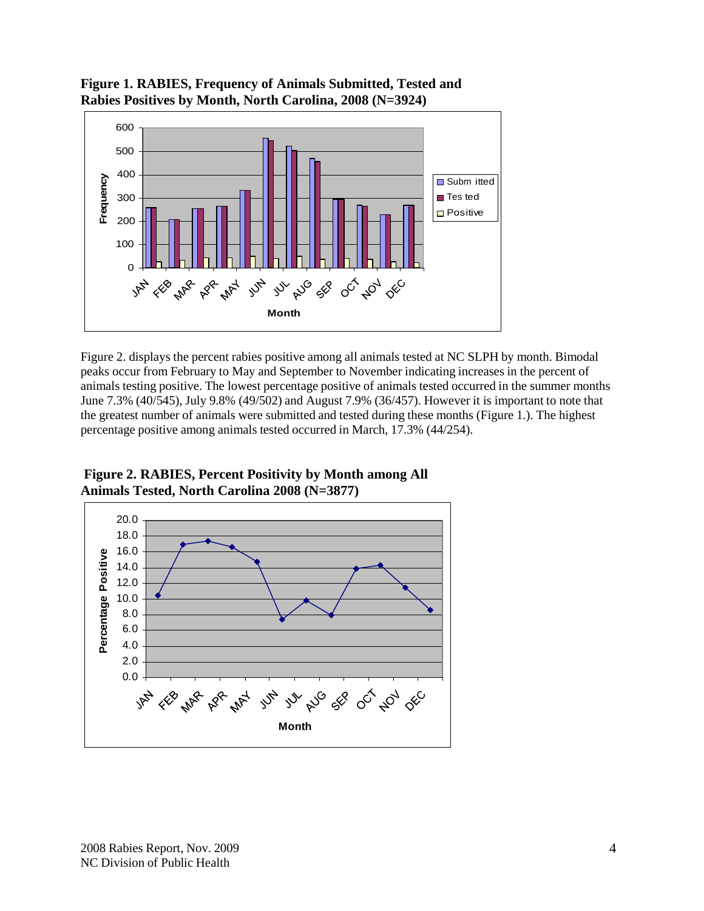**Figure 1. RABIES, Frequency of Animals Submitted, Tested and Rabies Positives by Month, North Carolina, 2008 (N=3924)**

Figure 2. displays the percent rabies positive among all animals tested at NC SLPH by month. Bimodal peaks occur from February to May and September to November indicating increases in the percent of animals testing positive. The lowest percentage positive of animals tested occurred in the summer months June 7.3% (40/545), July 9.8% (49/502) and August 7.9% (36/457). However it is important to note that the greatest number of animals were submitted and tested during these months (Figure 1.). The highest percentage positive among animals tested occurred in March, 17.3% (44/254).

**Figure 2. RABIES, Percent Positivity by Month among All Animals Tested, North Carolina 2008 (N=3877)**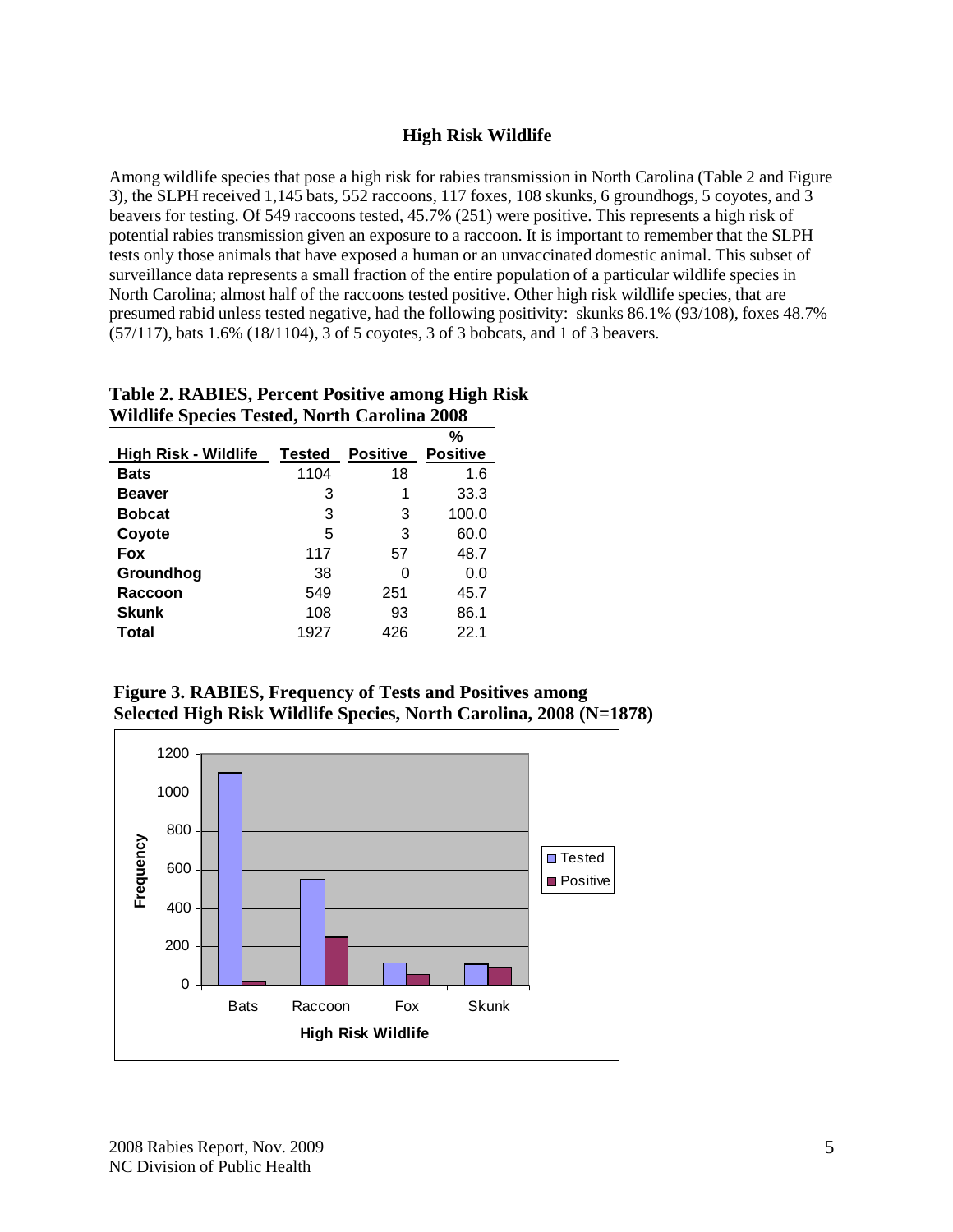## High Risk Wildlife

Among wildlife species that pose a high risk for rabies transmission in North Carolina (Table 2 and Figure 3), the SLPH received 1,145 bats, 552 raccoons, 117 foxes, 108 skunks, 6 groundhogs, 5 coyotes, and 3 beavers for testing. Of 549 raccoons tested, 45.7% (251) were positive. This represents a high risk of potential rabies transmission given an exposure to a raccoon. It is important to remember that the SLPH tests only those animals that have exposed a human or an unvaccinated domestic animal. This subset of surveillance data represents a small fraction of the entire population of a particular wildlife species in North Carolina; almost half of the raccoons tested positive. Other high risk wildlife species, that are presumed rabid unless tested negative, had the following positivity: skunks 86.1% (93/108), foxes 48.7% (57/117), bats 1.6% (18/1104), 3 of 5 coyotes, 3 of 3 bobcats, and 1 of 3 beavers.

**Table 2. RABIES, Percent Positive among High Risk Wildlife Species Tested, North Carolina 2008**

| High Risk - Wildlife | Tested | Positive | % Positive |
|---|---|---|---|
| **Bats** | 1104 | 18 | 1.6 |
| **Beaver** | 3 | 1 | 33.3 |
| **Bobcat** | 3 | 3 | 100.0 |
| **Coyote** | 5 | 3 | 60.0 |
| **Fox** | 117 | 57 | 48.7 |
| **Groundhog** | 38 | 0 | 0.0 |
| **Raccoon** | 549 | 251 | 45.7 |
| **Skunk** | 108 | 93 | 86.1 |
| **Total** | 1927 | 426 | 22.1 |

**Figure 3. RABIES, Frequency of Tests and Positives among Selected High Risk Wildlife Species, North Carolina, 2008 (N=1878)**

| High Risk Wildlife | Tested | Positive |
|---|---|---|
| Bats | 1104 | 18 |
| Raccoon | 549 | 251 |
| Fox | 117 | 57 |
| Skunk | 108 | 93 |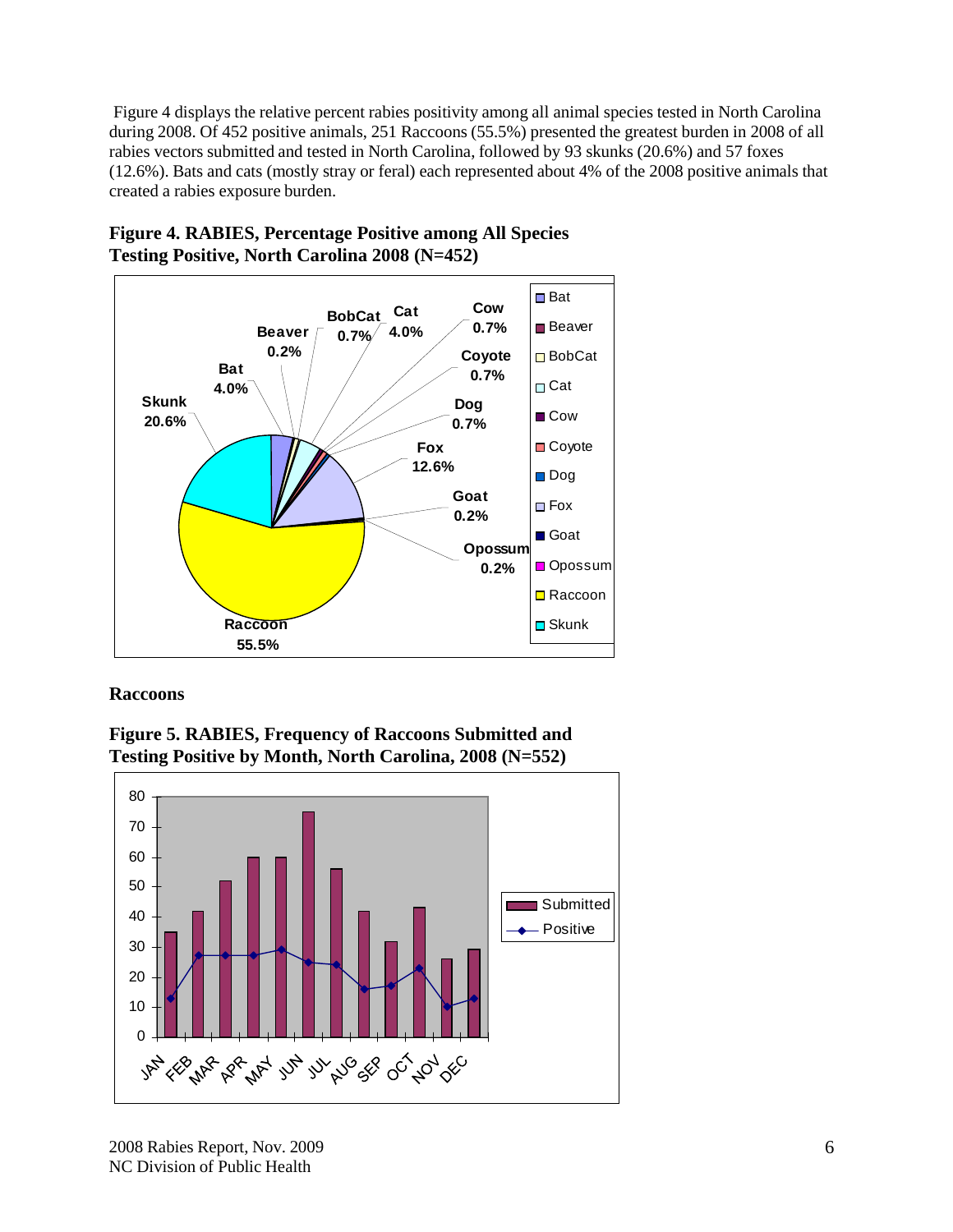Figure 4 displays the relative percent rabies positivity among all animal species tested in North Carolina during 2008. Of 452 positive animals, 251 Raccoons (55.5%) presented the greatest burden in 2008 of all rabies vectors submitted and tested in North Carolina, followed by 93 skunks (20.6%) and 57 foxes (12.6%). Bats and cats (mostly stray or feral) each represented about 4% of the 2008 positive animals that created a rabies exposure burden.

**Figure 4. RABIES, Percentage Positive among All Species Testing Positive, North Carolina 2008 (N=452)**

**Raccoons**

**Figure 5. RABIES, Frequency of Raccoons Submitted and Testing Positive by Month, North Carolina, 2008 (N=552)**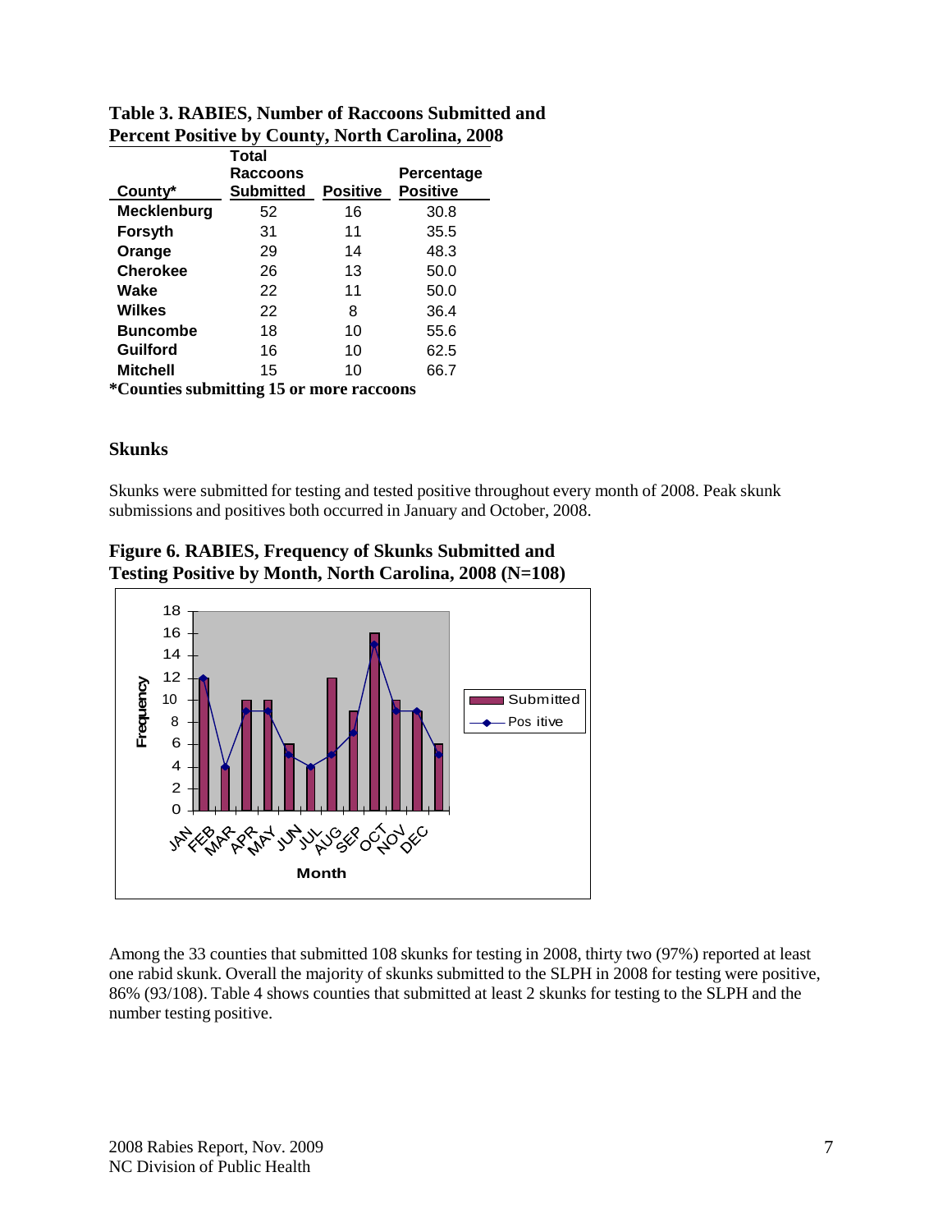**Table 3. RABIES, Number of Raccoons Submitted and Percent Positive by County, North Carolina, 2008**

| County* | Total Raccoons Submitted | Positive | Percentage Positive |
|---|---|---|---|
| Mecklenburg | 52 | 16 | 30.8 |
| Forsyth | 31 | 11 | 35.5 |
| Orange | 29 | 14 | 48.3 |
| Cherokee | 26 | 13 | 50.0 |
| Wake | 22 | 11 | 50.0 |
| Wilkes | 22 | 8 | 36.4 |
| Buncombe | 18 | 10 | 55.6 |
| Guilford | 16 | 10 | 62.5 |
| Mitchell | 15 | 10 | 66.7 |

**\*Counties submitting 15 or more raccoons**

### Skunks

Skunks were submitted for testing and tested positive throughout every month of 2008. Peak skunk submissions and positives both occurred in January and October, 2008.

**Figure 6. RABIES, Frequency of Skunks Submitted and Testing Positive by Month, North Carolina, 2008 (N=108)**

Among the 33 counties that submitted 108 skunks for testing in 2008, thirty two (97%) reported at least one rabid skunk. Overall the majority of skunks submitted to the SLPH in 2008 for testing were positive, 86% (93/108). Table 4 shows counties that submitted at least 2 skunks for testing to the SLPH and the number testing positive.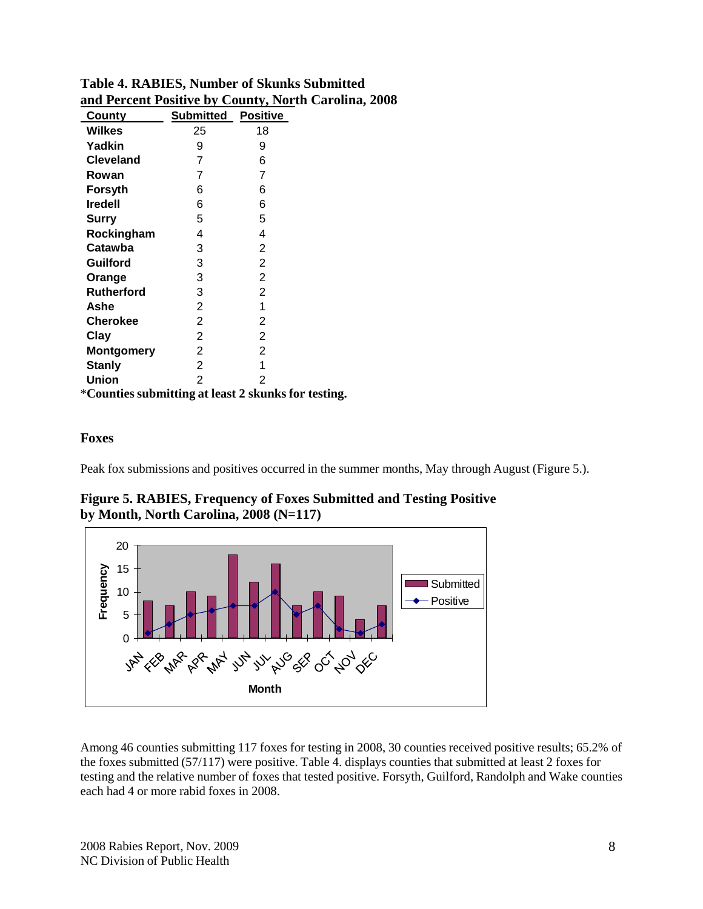**Table 4. RABIES, Number of Skunks Submitted and Percent Positive by County, North Carolina, 2008**

| County | Submitted | Positive |
|---|---|---|
| Wilkes | 25 | 18 |
| Yadkin | 9 | 9 |
| Cleveland | 7 | 6 |
| Rowan | 7 | 7 |
| Forsyth | 6 | 6 |
| Iredell | 6 | 6 |
| Surry | 5 | 5 |
| Rockingham | 4 | 4 |
| Catawba | 3 | 2 |
| Guilford | 3 | 2 |
| Orange | 3 | 2 |
| Rutherford | 3 | 2 |
| Ashe | 2 | 1 |
| Cherokee | 2 | 2 |
| Clay | 2 | 2 |
| Montgomery | 2 | 2 |
| Stanly | 2 | 1 |
| Union | 2 | 2 |

*Counties submitting at least 2 skunks for testing.

### Foxes

Peak fox submissions and positives occurred in the summer months, May through August (Figure 5.).

**Figure 5. RABIES, Frequency of Foxes Submitted and Testing Positive by Month, North Carolina, 2008 (N=117)**

| Month | Submitted | Positive |
|---|---|---|
| JAN | 8 | 1 |
| FEB | 7 | 3 |
| MAR | 10 | 5 |
| APR | 9 | 6 |
| MAY | 18 | 7 |
| JUN | 12 | 7 |
| JUL | 16 | 10 |
| AUG | 7 | 5 |
| SEP | 10 | 7 |
| OCT | 9 | 2 |
| NOV | 4 | 1 |
| DEC | 7 | 3 |

Among 46 counties submitting 117 foxes for testing in 2008, 30 counties received positive results; 65.2% of the foxes submitted (57/117) were positive. Table 4. displays counties that submitted at least 2 foxes for testing and the relative number of foxes that tested positive. Forsyth, Guilford, Randolph and Wake counties each had 4 or more rabid foxes in 2008.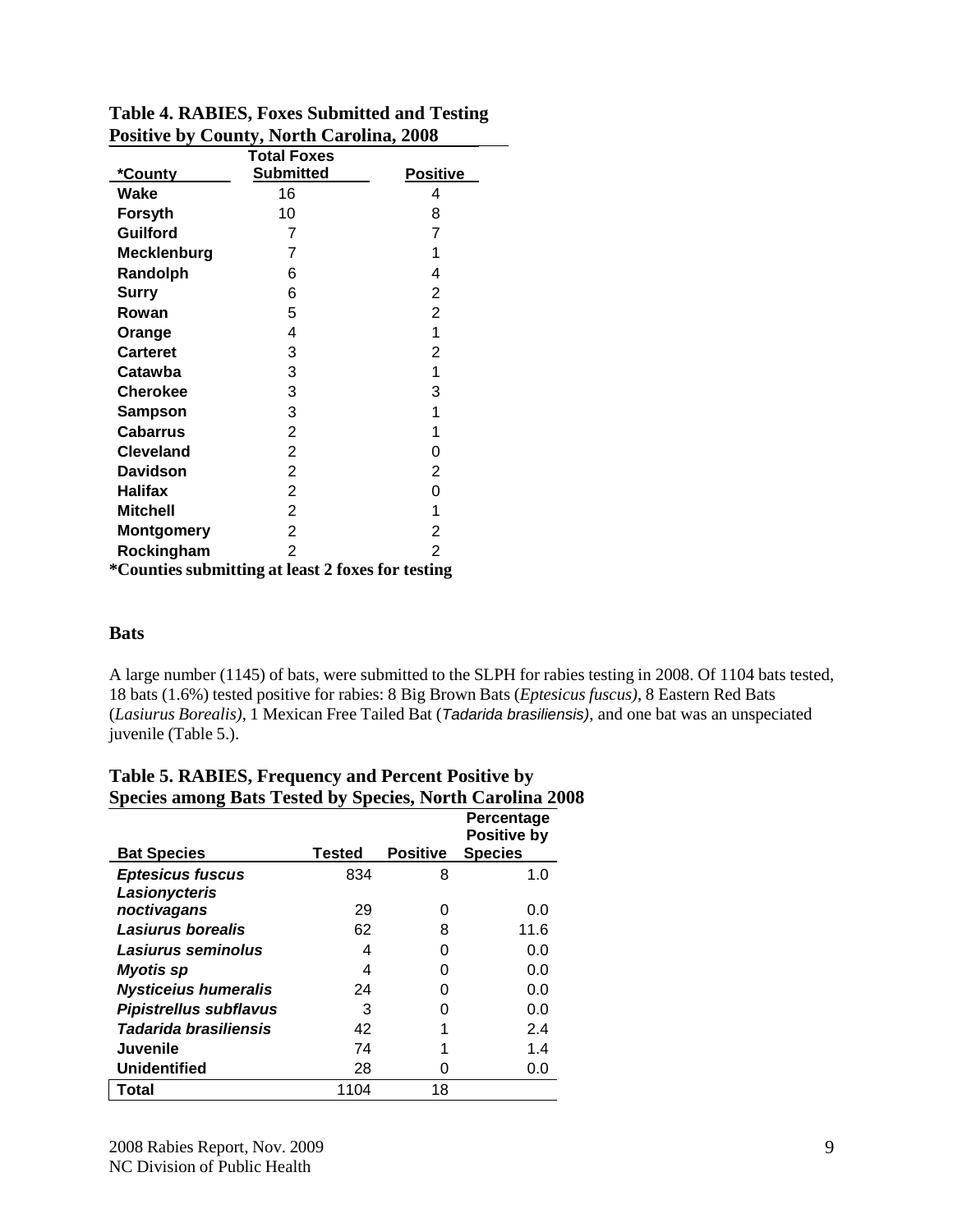**Table 4. RABIES, Foxes Submitted and Testing Positive by County, North Carolina, 2008**

| *County | Total Foxes Submitted | Positive |
|---|---|---|
| **Wake** | 16 | 4 |
| **Forsyth** | 10 | 8 |
| **Guilford** | 7 | 7 |
| **Mecklenburg** | 7 | 1 |
| **Randolph** | 6 | 4 |
| **Surry** | 6 | 2 |
| **Rowan** | 5 | 2 |
| **Orange** | 4 | 1 |
| **Carteret** | 3 | 2 |
| **Catawba** | 3 | 1 |
| **Cherokee** | 3 | 3 |
| **Sampson** | 3 | 1 |
| **Cabarrus** | 2 | 1 |
| **Cleveland** | 2 | 0 |
| **Davidson** | 2 | 2 |
| **Halifax** | 2 | 0 |
| **Mitchell** | 2 | 1 |
| **Montgomery** | 2 | 2 |
| **Rockingham** | 2 | 2 |

**\*Counties submitting at least 2 foxes for testing**

### Bats

A large number (1145) of bats, were submitted to the SLPH for rabies testing in 2008. Of 1104 bats tested, 18 bats (1.6%) tested positive for rabies: 8 Big Brown Bats (*Eptesicus fuscus)*, 8 Eastern Red Bats (*Lasiurus Borealis)*, 1 Mexican Free Tailed Bat (*Tadarida brasiliensis)*, and one bat was an unspeciated juvenile (Table 5.).

**Table 5. RABIES, Frequency and Percent Positive by Species among Bats Tested by Species, North Carolina 2008**

| Bat Species | Tested | Positive | Percentage Positive by Species |
|---|---|---|---|
| ***Eptesicus fuscus*** | 834 | 8 | 1.0 |
| ***Lasionycteris noctivagans*** | 29 | 0 | 0.0 |
| ***Lasiurus borealis*** | 62 | 8 | 11.6 |
| ***Lasiurus seminolus*** | 4 | 0 | 0.0 |
| ***Myotis sp*** | 4 | 0 | 0.0 |
| ***Nysticeius humeralis*** | 24 | 0 | 0.0 |
| ***Pipistrellus subflavus*** | 3 | 0 | 0.0 |
| ***Tadarida brasiliensis*** | 42 | 1 | 2.4 |
| **Juvenile** | 74 | 1 | 1.4 |
| **Unidentified** | 28 | 0 | 0.0 |
| **Total** | 1104 | 18 | |

2008 Rabies Report, Nov. 2009
NC Division of Public Health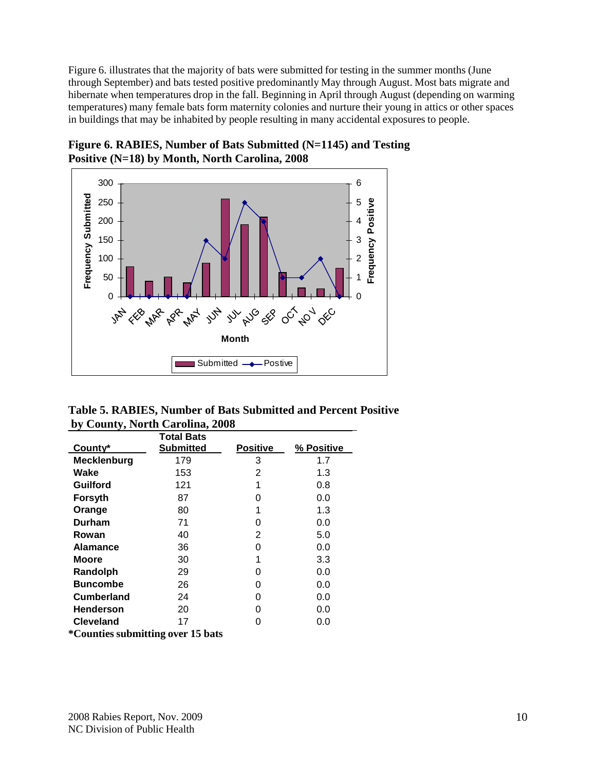Figure 6. illustrates that the majority of bats were submitted for testing in the summer months (June through September) and bats tested positive predominantly May through August. Most bats migrate and hibernate when temperatures drop in the fall. Beginning in April through August (depending on warming temperatures) many female bats form maternity colonies and nurture their young in attics or other spaces in buildings that may be inhabited by people resulting in many accidental exposures to people.

**Figure 6. RABIES, Number of Bats Submitted (N=1145) and Testing Positive (N=18) by Month, North Carolina, 2008**

**Table 5. RABIES, Number of Bats Submitted and Percent Positive by County, North Carolina, 2008**

| County* | Total Bats Submitted | Positive | % Positive |
|---|---|---|---|
| Mecklenburg | 179 | 3 | 1.7 |
| Wake | 153 | 2 | 1.3 |
| Guilford | 121 | 1 | 0.8 |
| Forsyth | 87 | 0 | 0.0 |
| Orange | 80 | 1 | 1.3 |
| Durham | 71 | 0 | 0.0 |
| Rowan | 40 | 2 | 5.0 |
| Alamance | 36 | 0 | 0.0 |
| Moore | 30 | 1 | 3.3 |
| Randolph | 29 | 0 | 0.0 |
| Buncombe | 26 | 0 | 0.0 |
| Cumberland | 24 | 0 | 0.0 |
| Henderson | 20 | 0 | 0.0 |
| Cleveland | 17 | 0 | 0.0 |

**\*Counties submitting over 15 bats**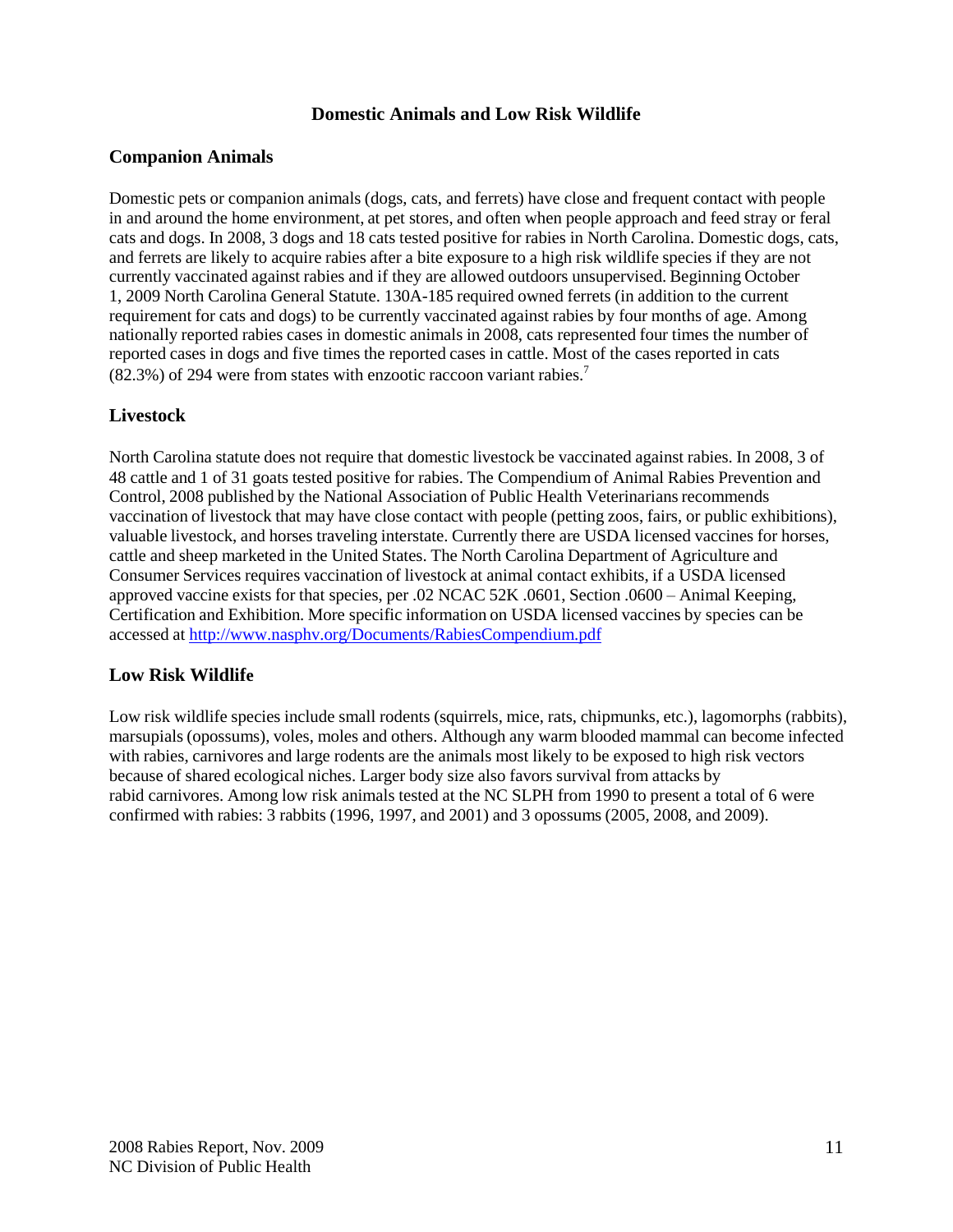## Domestic Animals and Low Risk Wildlife

### Companion Animals

Domestic pets or companion animals (dogs, cats, and ferrets) have close and frequent contact with people in and around the home environment, at pet stores, and often when people approach and feed stray or feral cats and dogs. In 2008, 3 dogs and 18 cats tested positive for rabies in North Carolina. Domestic dogs, cats, and ferrets are likely to acquire rabies after a bite exposure to a high risk wildlife species if they are not currently vaccinated against rabies and if they are allowed outdoors unsupervised. Beginning October 1, 2009 North Carolina General Statute. 130A-185 required owned ferrets (in addition to the current requirement for cats and dogs) to be currently vaccinated against rabies by four months of age. Among nationally reported rabies cases in domestic animals in 2008, cats represented four times the number of reported cases in dogs and five times the reported cases in cattle. Most of the cases reported in cats (82.3%) of 294 were from states with enzootic raccoon variant rabies.[7]

### Livestock

North Carolina statute does not require that domestic livestock be vaccinated against rabies. In 2008, 3 of 48 cattle and 1 of 31 goats tested positive for rabies. The Compendium of Animal Rabies Prevention and Control, 2008 published by the National Association of Public Health Veterinarians recommends vaccination of livestock that may have close contact with people (petting zoos, fairs, or public exhibitions), valuable livestock, and horses traveling interstate. Currently there are USDA licensed vaccines for horses, cattle and sheep marketed in the United States. The North Carolina Department of Agriculture and Consumer Services requires vaccination of livestock at animal contact exhibits, if a USDA licensed approved vaccine exists for that species, per .02 NCAC 52K .0601, Section .0600 – Animal Keeping, Certification and Exhibition. More specific information on USDA licensed vaccines by species can be accessed at http://www.nasphv.org/Documents/RabiesCompendium.pdf

### Low Risk Wildlife

Low risk wildlife species include small rodents (squirrels, mice, rats, chipmunks, etc.), lagomorphs (rabbits), marsupials (opossums), voles, moles and others. Although any warm blooded mammal can become infected with rabies, carnivores and large rodents are the animals most likely to be exposed to high risk vectors because of shared ecological niches. Larger body size also favors survival from attacks by rabid carnivores. Among low risk animals tested at the NC SLPH from 1990 to present a total of 6 were confirmed with rabies: 3 rabbits (1996, 1997, and 2001) and 3 opossums (2005, 2008, and 2009).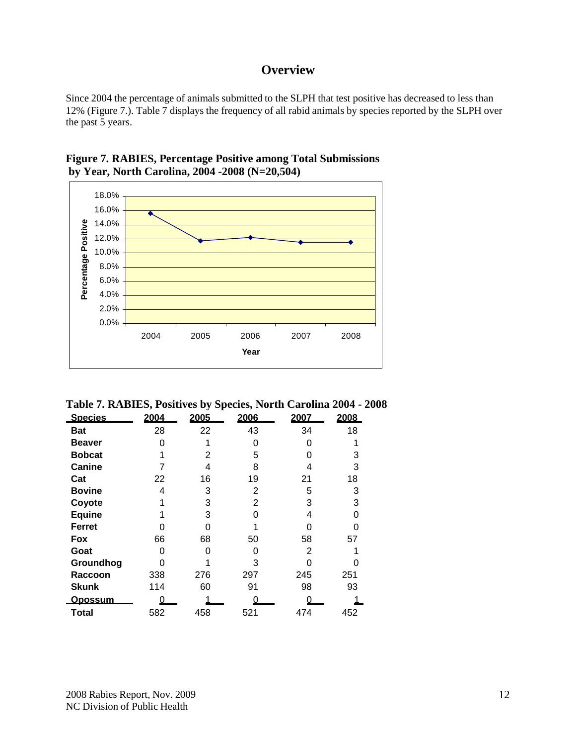# Overview

Since 2004 the percentage of animals submitted to the SLPH that test positive has decreased to less than 12% (Figure 7.). Table 7 displays the frequency of all rabid animals by species reported by the SLPH over the past 5 years.

**Figure 7. RABIES, Percentage Positive among Total Submissions by Year, North Carolina, 2004 -2008 (N=20,504)**

**Table 7. RABIES, Positives by Species, North Carolina 2004 - 2008**

| Species | 2004 | 2005 | 2006 | 2007 | 2008 |
|---|---|---|---|---|---|
| **Bat** | 28 | 22 | 43 | 34 | 18 |
| **Beaver** | 0 | 1 | 0 | 0 | 1 |
| **Bobcat** | 1 | 2 | 5 | 0 | 3 |
| **Canine** | 7 | 4 | 8 | 4 | 3 |
| **Cat** | 22 | 16 | 19 | 21 | 18 |
| **Bovine** | 4 | 3 | 2 | 5 | 3 |
| **Coyote** | 1 | 3 | 2 | 3 | 3 |
| **Equine** | 1 | 3 | 0 | 4 | 0 |
| **Ferret** | 0 | 0 | 1 | 0 | 0 |
| **Fox** | 66 | 68 | 50 | 58 | 57 |
| **Goat** | 0 | 0 | 0 | 2 | 1 |
| **Groundhog** | 0 | 1 | 3 | 0 | 0 |
| **Raccoon** | 338 | 276 | 297 | 245 | 251 |
| **Skunk** | 114 | 60 | 91 | 98 | 93 |
| **Opossum** | 0 | 1 | 0 | 0 | 1 |
| **Total** | 582 | 458 | 521 | 474 | 452 |

2008 Rabies Report, Nov. 2009
NC Division of Public Health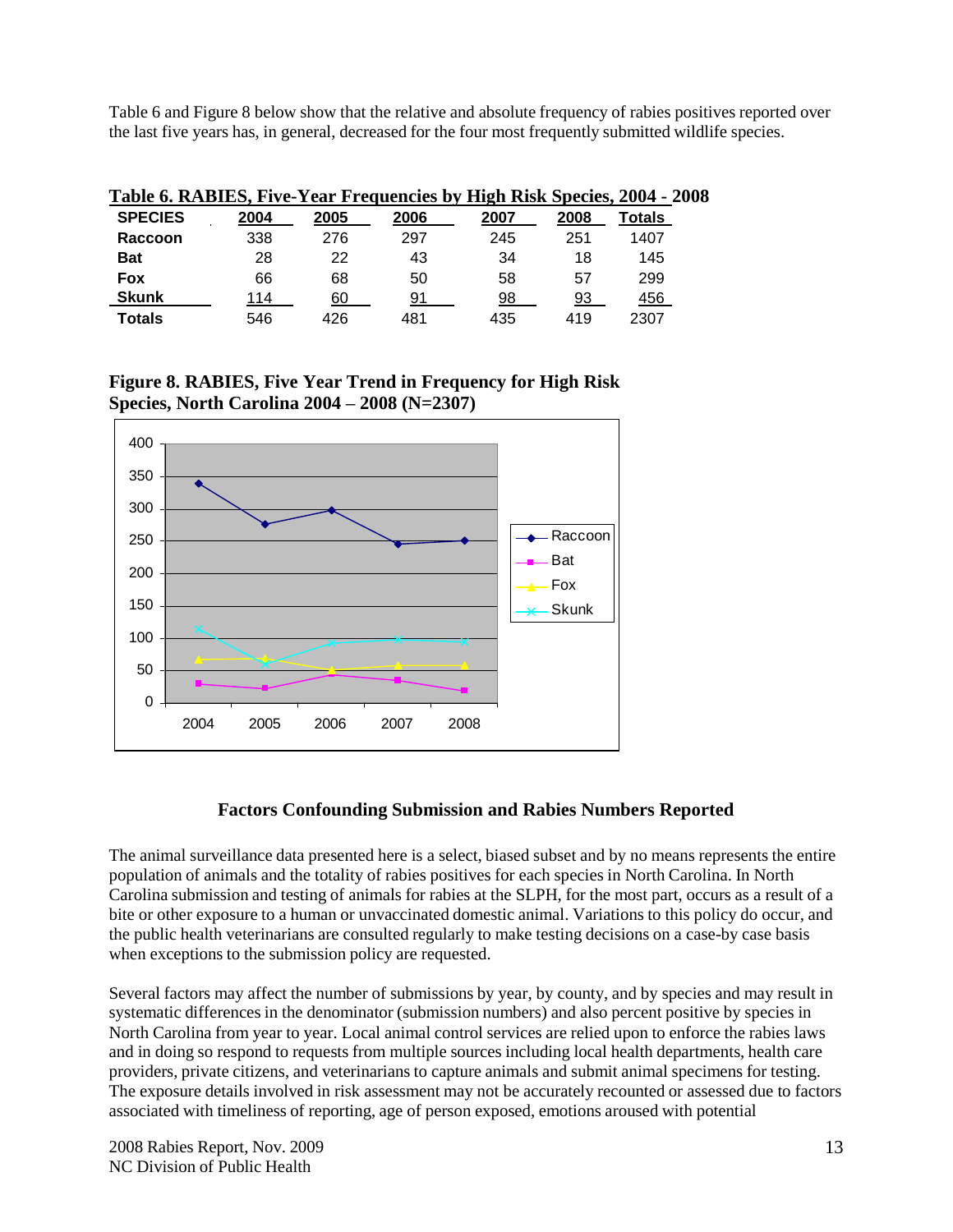Table 6 and Figure 8 below show that the relative and absolute frequency of rabies positives reported over the last five years has, in general, decreased for the four most frequently submitted wildlife species.

**Table 6. RABIES, Five-Year Frequencies by High Risk Species, 2004 - 2008**

| SPECIES | 2004 | 2005 | 2006 | 2007 | 2008 | Totals |
|---|---|---|---|---|---|---|
| **Raccoon** | 338 | 276 | 297 | 245 | 251 | 1407 |
| **Bat** | 28 | 22 | 43 | 34 | 18 | 145 |
| **Fox** | 66 | 68 | 50 | 58 | 57 | 299 |
| **Skunk** | 114 | 60 | 91 | 98 | 93 | 456 |
| **Totals** | 546 | 426 | 481 | 435 | 419 | 2307 |

**Figure 8. RABIES, Five Year Trend in Frequency for High Risk Species, North Carolina 2004 – 2008 (N=2307)**

## Factors Confounding Submission and Rabies Numbers Reported

The animal surveillance data presented here is a select, biased subset and by no means represents the entire population of animals and the totality of rabies positives for each species in North Carolina. In North Carolina submission and testing of animals for rabies at the SLPH, for the most part, occurs as a result of a bite or other exposure to a human or unvaccinated domestic animal. Variations to this policy do occur, and the public health veterinarians are consulted regularly to make testing decisions on a case-by case basis when exceptions to the submission policy are requested.

Several factors may affect the number of submissions by year, by county, and by species and may result in systematic differences in the denominator (submission numbers) and also percent positive by species in North Carolina from year to year. Local animal control services are relied upon to enforce the rabies laws and in doing so respond to requests from multiple sources including local health departments, health care providers, private citizens, and veterinarians to capture animals and submit animal specimens for testing. The exposure details involved in risk assessment may not be accurately recounted or assessed due to factors associated with timeliness of reporting, age of person exposed, emotions aroused with potential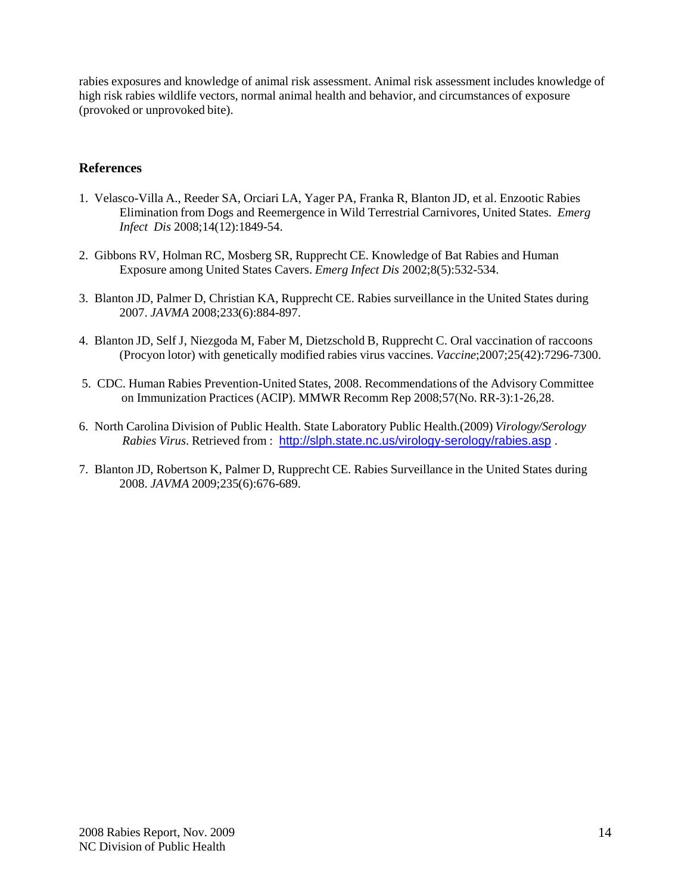rabies exposures and knowledge of animal risk assessment. Animal risk assessment includes knowledge of high risk rabies wildlife vectors, normal animal health and behavior, and circumstances of exposure (provoked or unprovoked bite).

## References

1. Velasco-Villa A., Reeder SA, Orciari LA, Yager PA, Franka R, Blanton JD, et al. Enzootic Rabies Elimination from Dogs and Reemergence in Wild Terrestrial Carnivores, United States. *Emerg Infect Dis* 2008;14(12):1849-54.

2. Gibbons RV, Holman RC, Mosberg SR, Rupprecht CE. Knowledge of Bat Rabies and Human Exposure among United States Cavers. *Emerg Infect Dis* 2002;8(5):532-534.

3. Blanton JD, Palmer D, Christian KA, Rupprecht CE. Rabies surveillance in the United States during 2007. *JAVMA* 2008;233(6):884-897.

4. Blanton JD, Self J, Niezgoda M, Faber M, Dietzschold B, Rupprecht C. Oral vaccination of raccoons (Procyon lotor) with genetically modified rabies virus vaccines. *Vaccine*;2007;25(42):7296-7300.

5. CDC. Human Rabies Prevention-United States, 2008. Recommendations of the Advisory Committee on Immunization Practices (ACIP). MMWR Recomm Rep 2008;57(No. RR-3):1-26,28.

6. North Carolina Division of Public Health. State Laboratory Public Health.(2009) *Virology/Serology Rabies Virus*. Retrieved from : http://slph.state.nc.us/virology-serology/rabies.asp .

7. Blanton JD, Robertson K, Palmer D, Rupprecht CE. Rabies Surveillance in the United States during 2008. *JAVMA* 2009;235(6):676-689.